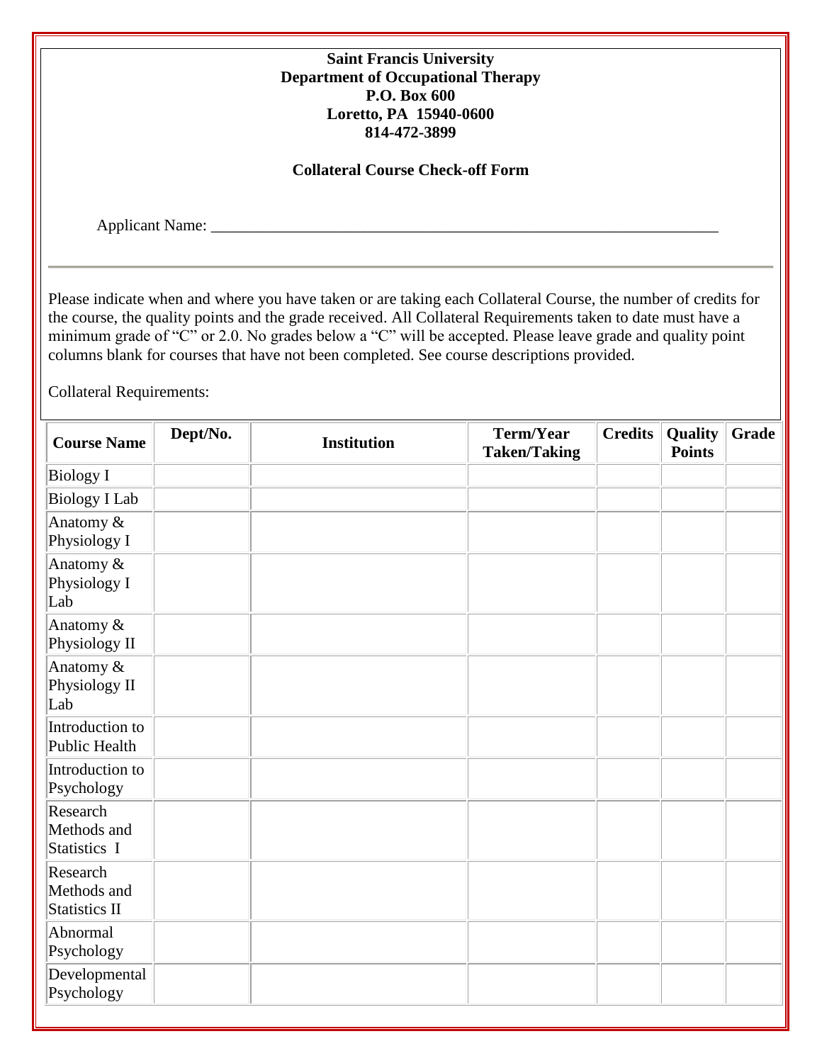**Saint Francis University**
**Department of Occupational Therapy**
**P.O. Box 600**
**Loretto, PA 15940-0600**
**814-472-3899**

**Collateral Course Check-off Form**

Applicant Name: ___________________________________________________________________

---

Please indicate when and where you have taken or are taking each Collateral Course, the number of credits for the course, the quality points and the grade received. All Collateral Requirements taken to date must have a minimum grade of "C" or 2.0. No grades below a "C" will be accepted. Please leave grade and quality point columns blank for courses that have not been completed. See course descriptions provided.

Collateral Requirements:

| Course Name | Dept/No. | Institution | Term/Year Taken/Taking | Credits | Quality Points | Grade |
|---|---|---|---|---|---|---|
| Biology I | | | | | | |
| Biology I Lab | | | | | | |
| Anatomy & Physiology I | | | | | | |
| Anatomy & Physiology I Lab | | | | | | |
| Anatomy & Physiology II | | | | | | |
| Anatomy & Physiology II Lab | | | | | | |
| Introduction to Public Health | | | | | | |
| Introduction to Psychology | | | | | | |
| Research Methods and Statistics I | | | | | | |
| Research Methods and Statistics II | | | | | | |
| Abnormal Psychology | | | | | | |
| Developmental Psychology | | | | | | |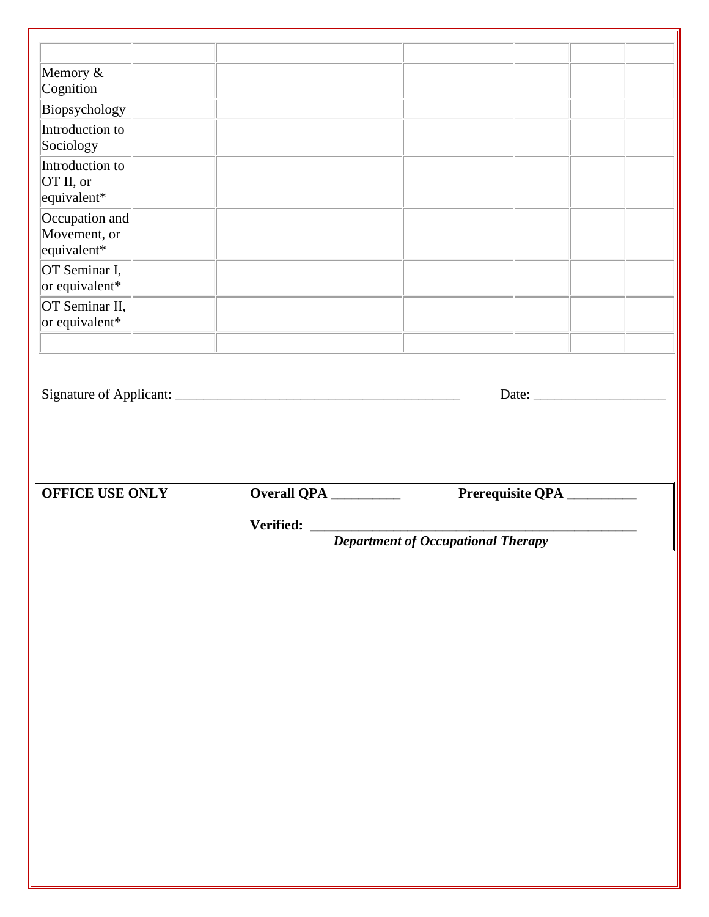| | | | | | | |
|---|---|---|---|---|---|---|
| Memory & Cognition | | | | | | |
| Biopsychology | | | | | | |
| Introduction to Sociology | | | | | | |
| Introduction to OT II, or equivalent* | | | | | | |
| Occupation and Movement, or equivalent* | | | | | | |
| OT Seminar I, or equivalent* | | | | | | |
| OT Seminar II, or equivalent* | | | | | | |
| | | | | | | |

Signature of Applicant: ________________________________________ Date: __________________

**OFFICE USE ONLY** **Overall QPA __________** **Prerequisite QPA __________**

**Verified: ____________________________________________**
***Department of Occupational Therapy***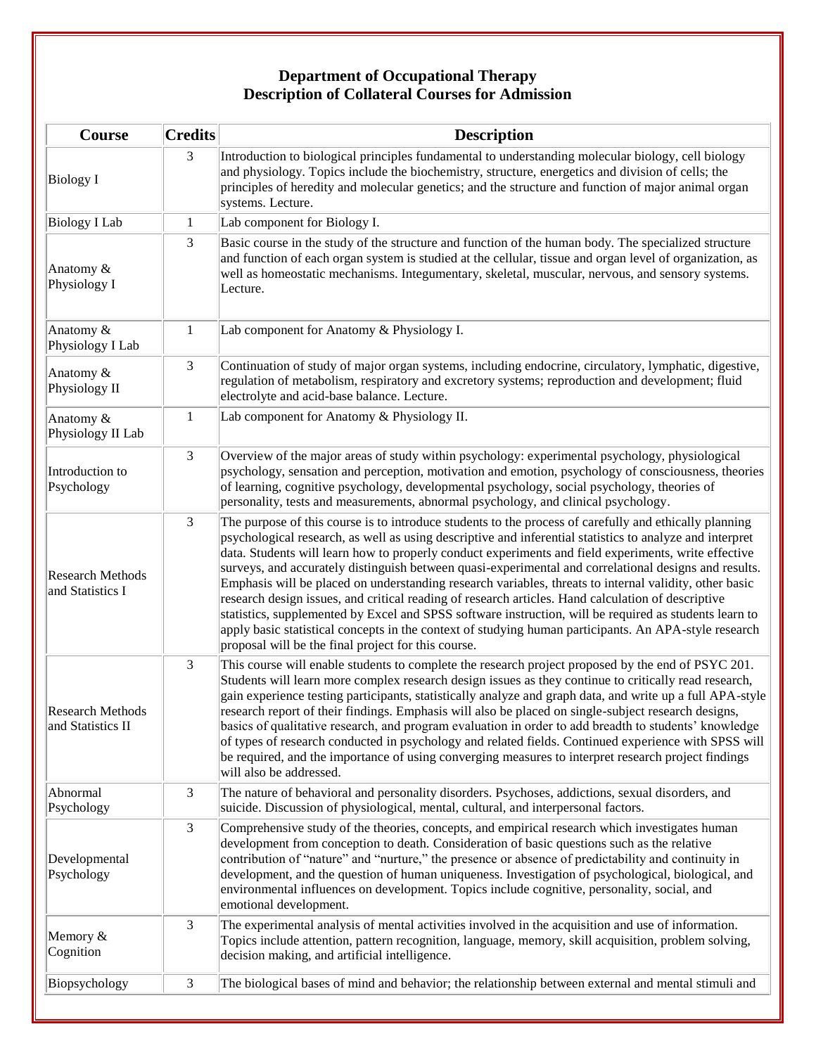## Department of Occupational Therapy
## Description of Collateral Courses for Admission

| Course | Credits | Description |
|---|---|---|
| Biology I | 3 | Introduction to biological principles fundamental to understanding molecular biology, cell biology and physiology. Topics include the biochemistry, structure, energetics and division of cells; the principles of heredity and molecular genetics; and the structure and function of major animal organ systems. Lecture. |
| Biology I Lab | 1 | Lab component for Biology I. |
| Anatomy & Physiology I | 3 | Basic course in the study of the structure and function of the human body. The specialized structure and function of each organ system is studied at the cellular, tissue and organ level of organization, as well as homeostatic mechanisms. Integumentary, skeletal, muscular, nervous, and sensory systems. Lecture. |
| Anatomy & Physiology I Lab | 1 | Lab component for Anatomy & Physiology I. |
| Anatomy & Physiology II | 3 | Continuation of study of major organ systems, including endocrine, circulatory, lymphatic, digestive, regulation of metabolism, respiratory and excretory systems; reproduction and development; fluid electrolyte and acid-base balance. Lecture. |
| Anatomy & Physiology II Lab | 1 | Lab component for Anatomy & Physiology II. |
| Introduction to Psychology | 3 | Overview of the major areas of study within psychology: experimental psychology, physiological psychology, sensation and perception, motivation and emotion, psychology of consciousness, theories of learning, cognitive psychology, developmental psychology, social psychology, theories of personality, tests and measurements, abnormal psychology, and clinical psychology. |
| Research Methods and Statistics I | 3 | The purpose of this course is to introduce students to the process of carefully and ethically planning psychological research, as well as using descriptive and inferential statistics to analyze and interpret data. Students will learn how to properly conduct experiments and field experiments, write effective surveys, and accurately distinguish between quasi-experimental and correlational designs and results. Emphasis will be placed on understanding research variables, threats to internal validity, other basic research design issues, and critical reading of research articles. Hand calculation of descriptive statistics, supplemented by Excel and SPSS software instruction, will be required as students learn to apply basic statistical concepts in the context of studying human participants. An APA-style research proposal will be the final project for this course. |
| Research Methods and Statistics II | 3 | This course will enable students to complete the research project proposed by the end of PSYC 201. Students will learn more complex research design issues as they continue to critically read research, gain experience testing participants, statistically analyze and graph data, and write up a full APA-style research report of their findings. Emphasis will also be placed on single-subject research designs, basics of qualitative research, and program evaluation in order to add breadth to students' knowledge of types of research conducted in psychology and related fields. Continued experience with SPSS will be required, and the importance of using converging measures to interpret research project findings will also be addressed. |
| Abnormal Psychology | 3 | The nature of behavioral and personality disorders. Psychoses, addictions, sexual disorders, and suicide. Discussion of physiological, mental, cultural, and interpersonal factors. |
| Developmental Psychology | 3 | Comprehensive study of the theories, concepts, and empirical research which investigates human development from conception to death. Consideration of basic questions such as the relative contribution of "nature" and "nurture," the presence or absence of predictability and continuity in development, and the question of human uniqueness. Investigation of psychological, biological, and environmental influences on development. Topics include cognitive, personality, social, and emotional development. |
| Memory & Cognition | 3 | The experimental analysis of mental activities involved in the acquisition and use of information. Topics include attention, pattern recognition, language, memory, skill acquisition, problem solving, decision making, and artificial intelligence. |
| Biopsychology | 3 | The biological bases of mind and behavior; the relationship between external and mental stimuli and |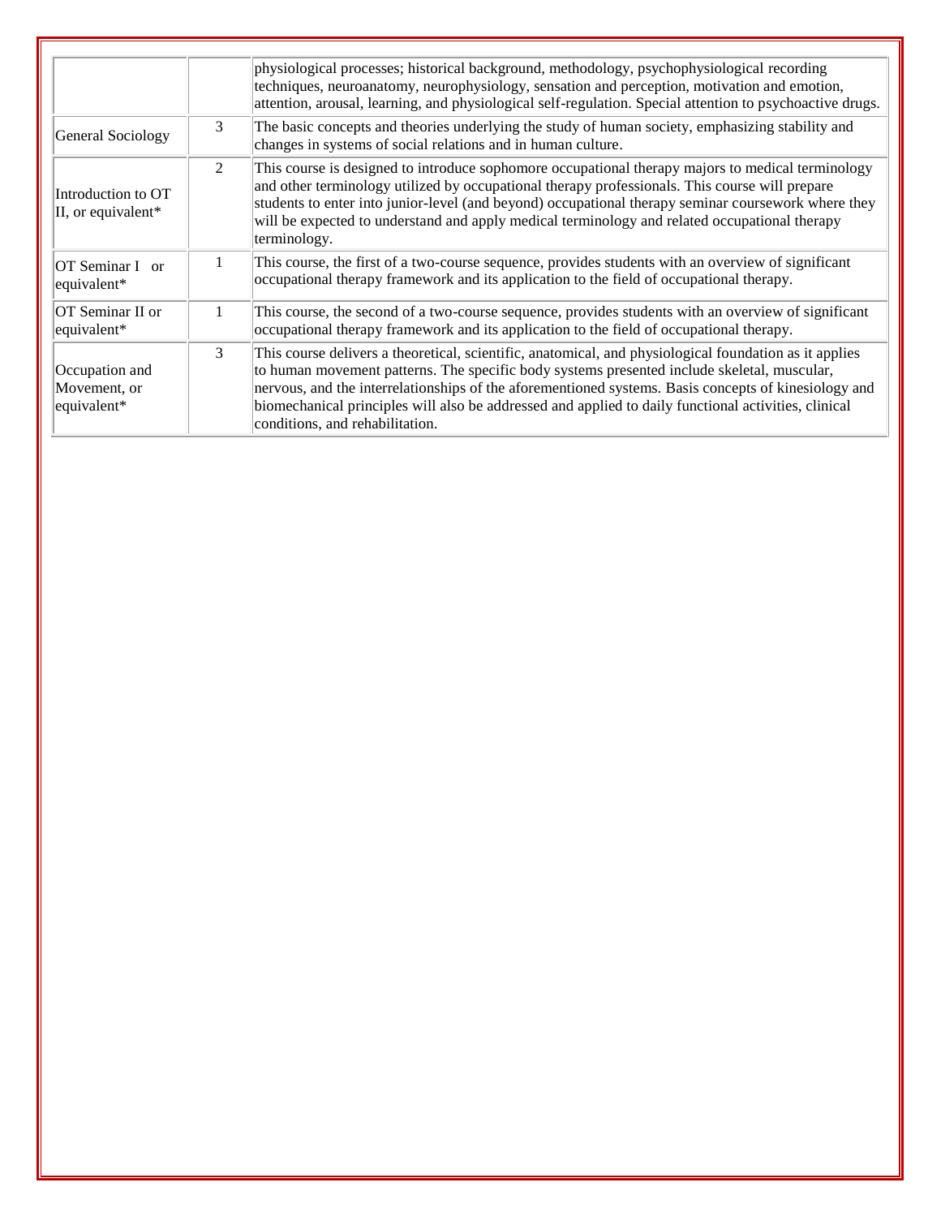| | | |
|---|---|---|
| | | physiological processes; historical background, methodology, psychophysiological recording techniques, neuroanatomy, neurophysiology, sensation and perception, motivation and emotion, attention, arousal, learning, and physiological self-regulation. Special attention to psychoactive drugs. |
| General Sociology | 3 | The basic concepts and theories underlying the study of human society, emphasizing stability and changes in systems of social relations and in human culture. |
| Introduction to OT II, or equivalent* | 2 | This course is designed to introduce sophomore occupational therapy majors to medical terminology and other terminology utilized by occupational therapy professionals. This course will prepare students to enter into junior-level (and beyond) occupational therapy seminar coursework where they will be expected to understand and apply medical terminology and related occupational therapy terminology. |
| OT Seminar I or equivalent* | 1 | This course, the first of a two-course sequence, provides students with an overview of significant occupational therapy framework and its application to the field of occupational therapy. |
| OT Seminar II or equivalent* | 1 | This course, the second of a two-course sequence, provides students with an overview of significant occupational therapy framework and its application to the field of occupational therapy. |
| Occupation and Movement, or equivalent* | 3 | This course delivers a theoretical, scientific, anatomical, and physiological foundation as it applies to human movement patterns. The specific body systems presented include skeletal, muscular, nervous, and the interrelationships of the aforementioned systems. Basis concepts of kinesiology and biomechanical principles will also be addressed and applied to daily functional activities, clinical conditions, and rehabilitation. |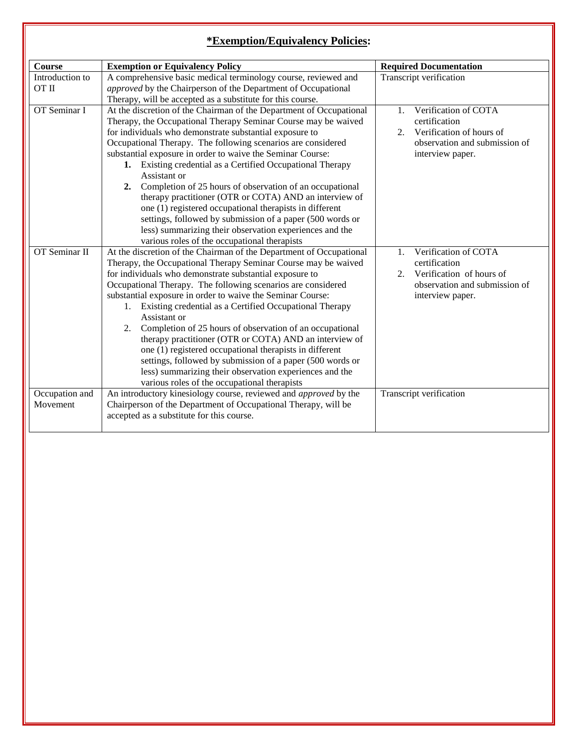## **\*Exemption/Equivalency Policies:**

| Course | Exemption or Equivalency Policy | Required Documentation |
|---|---|---|
| Introduction to OT II | A comprehensive basic medical terminology course, reviewed and *approved* by the Chairperson of the Department of Occupational Therapy, will be accepted as a substitute for this course. | Transcript verification |
| OT Seminar I | At the discretion of the Chairman of the Department of Occupational Therapy, the Occupational Therapy Seminar Course may be waived for individuals who demonstrate substantial exposure to Occupational Therapy. The following scenarios are considered substantial exposure in order to waive the Seminar Course: **1.** Existing credential as a Certified Occupational Therapy Assistant or **2.** Completion of 25 hours of observation of an occupational therapy practitioner (OTR or COTA) AND an interview of one (1) registered occupational therapists in different settings, followed by submission of a paper (500 words or less) summarizing their observation experiences and the various roles of the occupational therapists | 1. Verification of COTA certification 2. Verification of hours of observation and submission of interview paper. |
| OT Seminar II | At the discretion of the Chairman of the Department of Occupational Therapy, the Occupational Therapy Seminar Course may be waived for individuals who demonstrate substantial exposure to Occupational Therapy. The following scenarios are considered substantial exposure in order to waive the Seminar Course: 1. Existing credential as a Certified Occupational Therapy Assistant or 2. Completion of 25 hours of observation of an occupational therapy practitioner (OTR or COTA) AND an interview of one (1) registered occupational therapists in different settings, followed by submission of a paper (500 words or less) summarizing their observation experiences and the various roles of the occupational therapists | 1. Verification of COTA certification 2. Verification of hours of observation and submission of interview paper. |
| Occupation and Movement | An introductory kinesiology course, reviewed and *approved* by the Chairperson of the Department of Occupational Therapy, will be accepted as a substitute for this course. | Transcript verification |